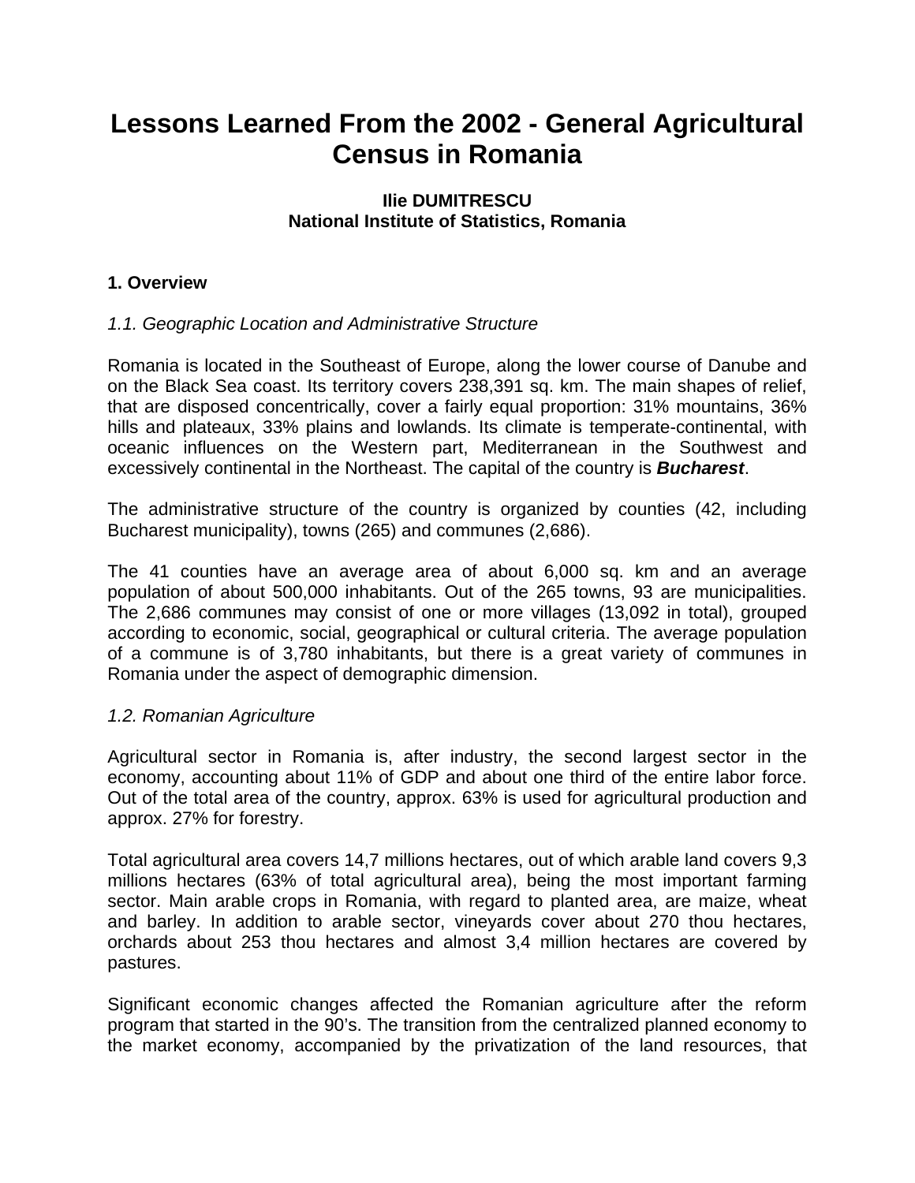# Lessons Learned From the 2002 - General Agricultural Census in Romania

**Ilie DUMITRESCU**
**National Institute of Statistics, Romania**

## 1. Overview

### *1.1. Geographic Location and Administrative Structure*

Romania is located in the Southeast of Europe, along the lower course of Danube and on the Black Sea coast. Its territory covers 238,391 sq. km. The main shapes of relief, that are disposed concentrically, cover a fairly equal proportion: 31% mountains, 36% hills and plateaux, 33% plains and lowlands. Its climate is temperate-continental, with oceanic influences on the Western part, Mediterranean in the Southwest and excessively continental in the Northeast. The capital of the country is ***Bucharest***.

The administrative structure of the country is organized by counties (42, including Bucharest municipality), towns (265) and communes (2,686).

The 41 counties have an average area of about 6,000 sq. km and an average population of about 500,000 inhabitants. Out of the 265 towns, 93 are municipalities. The 2,686 communes may consist of one or more villages (13,092 in total), grouped according to economic, social, geographical or cultural criteria. The average population of a commune is of 3,780 inhabitants, but there is a great variety of communes in Romania under the aspect of demographic dimension.

### *1.2. Romanian Agriculture*

Agricultural sector in Romania is, after industry, the second largest sector in the economy, accounting about 11% of GDP and about one third of the entire labor force. Out of the total area of the country, approx. 63% is used for agricultural production and approx. 27% for forestry.

Total agricultural area covers 14,7 millions hectares, out of which arable land covers 9,3 millions hectares (63% of total agricultural area), being the most important farming sector. Main arable crops in Romania, with regard to planted area, are maize, wheat and barley. In addition to arable sector, vineyards cover about 270 thou hectares, orchards about 253 thou hectares and almost 3,4 million hectares are covered by pastures.

Significant economic changes affected the Romanian agriculture after the reform program that started in the 90's. The transition from the centralized planned economy to the market economy, accompanied by the privatization of the land resources, that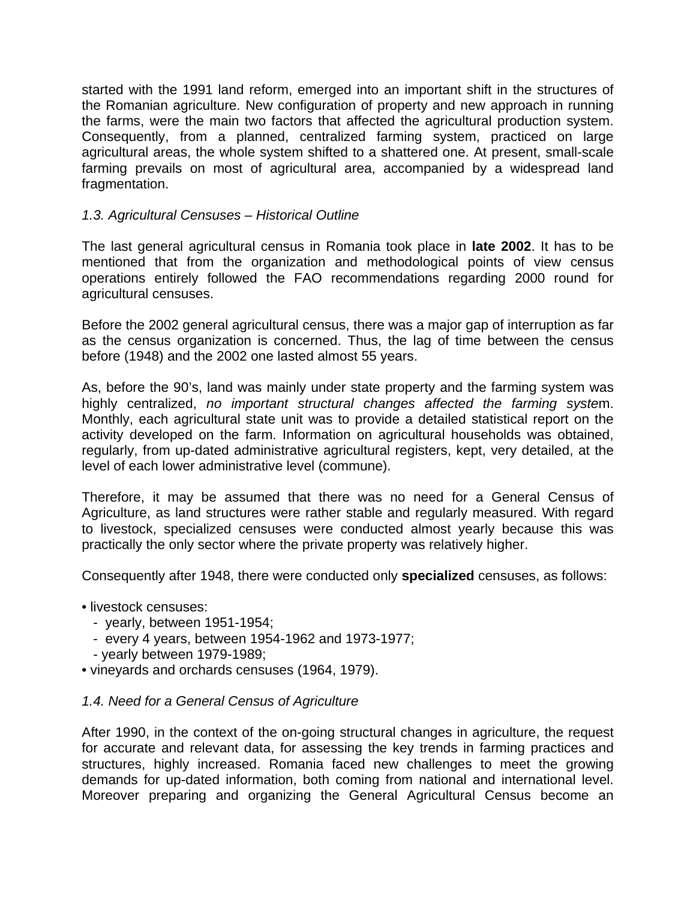started with the 1991 land reform, emerged into an important shift in the structures of the Romanian agriculture. New configuration of property and new approach in running the farms, were the main two factors that affected the agricultural production system. Consequently, from a planned, centralized farming system, practiced on large agricultural areas, the whole system shifted to a shattered one. At present, small-scale farming prevails on most of agricultural area, accompanied by a widespread land fragmentation.

### *1.3. Agricultural Censuses – Historical Outline*

The last general agricultural census in Romania took place in **late 2002**. It has to be mentioned that from the organization and methodological points of view census operations entirely followed the FAO recommendations regarding 2000 round for agricultural censuses.

Before the 2002 general agricultural census, there was a major gap of interruption as far as the census organization is concerned. Thus, the lag of time between the census before (1948) and the 2002 one lasted almost 55 years.

As, before the 90's, land was mainly under state property and the farming system was highly centralized, *no important structural changes affected the farming syste*m. Monthly, each agricultural state unit was to provide a detailed statistical report on the activity developed on the farm. Information on agricultural households was obtained, regularly, from up-dated administrative agricultural registers, kept, very detailed, at the level of each lower administrative level (commune).

Therefore, it may be assumed that there was no need for a General Census of Agriculture, as land structures were rather stable and regularly measured. With regard to livestock, specialized censuses were conducted almost yearly because this was practically the only sector where the private property was relatively higher.

Consequently after 1948, there were conducted only **specialized** censuses, as follows:

- livestock censuses:
  - yearly, between 1951-1954;
  - every 4 years, between 1954-1962 and 1973-1977;
  - yearly between 1979-1989;
- vineyards and orchards censuses (1964, 1979).

### *1.4. Need for a General Census of Agriculture*

After 1990, in the context of the on-going structural changes in agriculture, the request for accurate and relevant data, for assessing the key trends in farming practices and structures, highly increased. Romania faced new challenges to meet the growing demands for up-dated information, both coming from national and international level. Moreover preparing and organizing the General Agricultural Census become an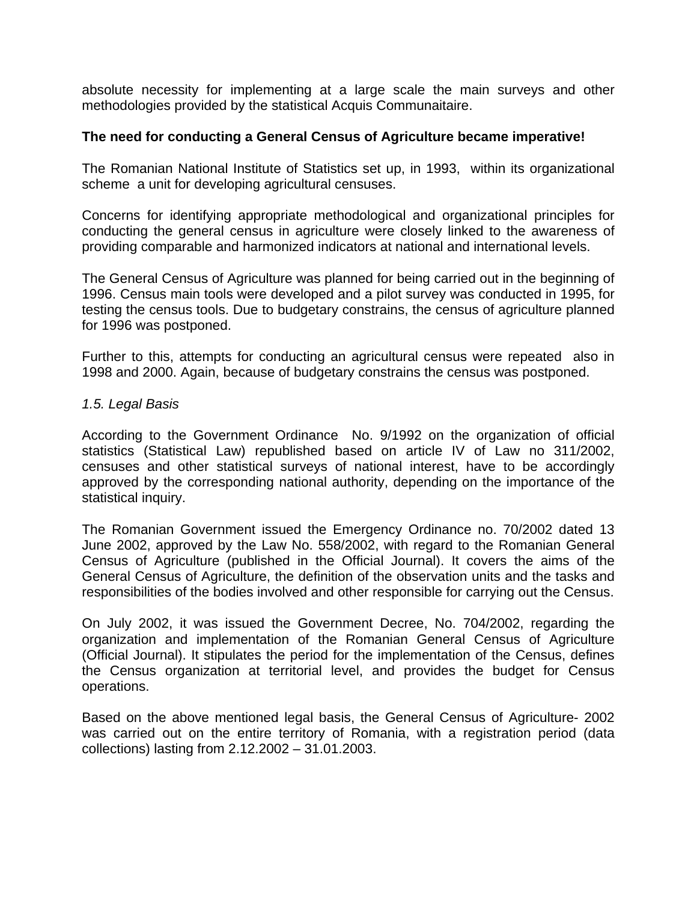absolute necessity for implementing at a large scale the main surveys and other methodologies provided by the statistical Acquis Communaitaire.

**The need for conducting a General Census of Agriculture became imperative!**

The Romanian National Institute of Statistics set up, in 1993, within its organizational scheme a unit for developing agricultural censuses.

Concerns for identifying appropriate methodological and organizational principles for conducting the general census in agriculture were closely linked to the awareness of providing comparable and harmonized indicators at national and international levels.

The General Census of Agriculture was planned for being carried out in the beginning of 1996. Census main tools were developed and a pilot survey was conducted in 1995, for testing the census tools. Due to budgetary constrains, the census of agriculture planned for 1996 was postponed.

Further to this, attempts for conducting an agricultural census were repeated also in 1998 and 2000. Again, because of budgetary constrains the census was postponed.

*1.5. Legal Basis*

According to the Government Ordinance No. 9/1992 on the organization of official statistics (Statistical Law) republished based on article IV of Law no 311/2002, censuses and other statistical surveys of national interest, have to be accordingly approved by the corresponding national authority, depending on the importance of the statistical inquiry.

The Romanian Government issued the Emergency Ordinance no. 70/2002 dated 13 June 2002, approved by the Law No. 558/2002, with regard to the Romanian General Census of Agriculture (published in the Official Journal). It covers the aims of the General Census of Agriculture, the definition of the observation units and the tasks and responsibilities of the bodies involved and other responsible for carrying out the Census.

On July 2002, it was issued the Government Decree, No. 704/2002, regarding the organization and implementation of the Romanian General Census of Agriculture (Official Journal). It stipulates the period for the implementation of the Census, defines the Census organization at territorial level, and provides the budget for Census operations.

Based on the above mentioned legal basis, the General Census of Agriculture- 2002 was carried out on the entire territory of Romania, with a registration period (data collections) lasting from 2.12.2002 – 31.01.2003.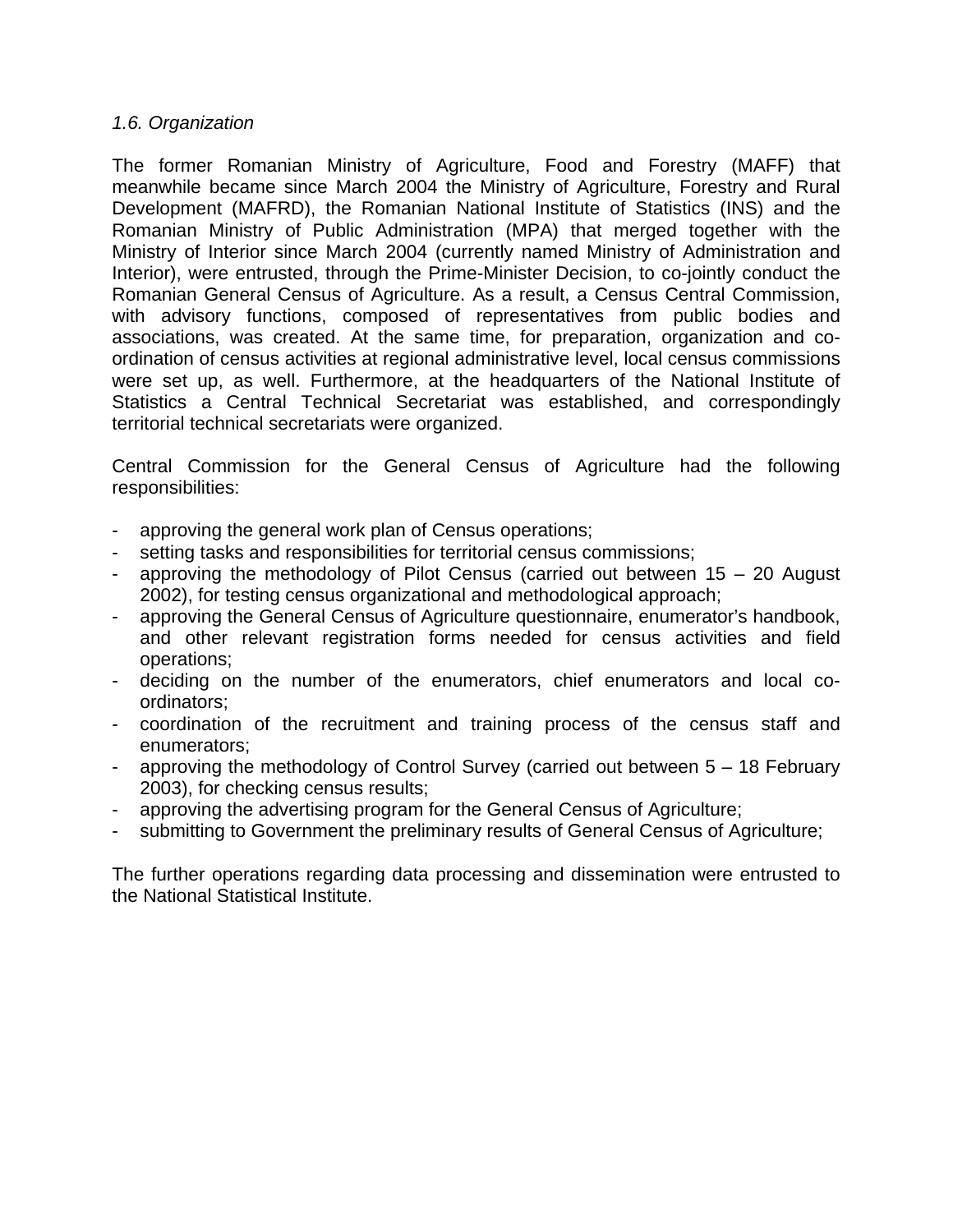*1.6. Organization*

The former Romanian Ministry of Agriculture, Food and Forestry (MAFF) that meanwhile became since March 2004 the Ministry of Agriculture, Forestry and Rural Development (MAFRD), the Romanian National Institute of Statistics (INS) and the Romanian Ministry of Public Administration (MPA) that merged together with the Ministry of Interior since March 2004 (currently named Ministry of Administration and Interior), were entrusted, through the Prime-Minister Decision, to co-jointly conduct the Romanian General Census of Agriculture. As a result, a Census Central Commission, with advisory functions, composed of representatives from public bodies and associations, was created. At the same time, for preparation, organization and co-ordination of census activities at regional administrative level, local census commissions were set up, as well. Furthermore, at the headquarters of the National Institute of Statistics a Central Technical Secretariat was established, and correspondingly territorial technical secretariats were organized.

Central Commission for the General Census of Agriculture had the following responsibilities:

- approving the general work plan of Census operations;
- setting tasks and responsibilities for territorial census commissions;
- approving the methodology of Pilot Census (carried out between 15 – 20 August 2002), for testing census organizational and methodological approach;
- approving the General Census of Agriculture questionnaire, enumerator's handbook, and other relevant registration forms needed for census activities and field operations;
- deciding on the number of the enumerators, chief enumerators and local co-ordinators;
- coordination of the recruitment and training process of the census staff and enumerators;
- approving the methodology of Control Survey (carried out between 5 – 18 February 2003), for checking census results;
- approving the advertising program for the General Census of Agriculture;
- submitting to Government the preliminary results of General Census of Agriculture;

The further operations regarding data processing and dissemination were entrusted to the National Statistical Institute.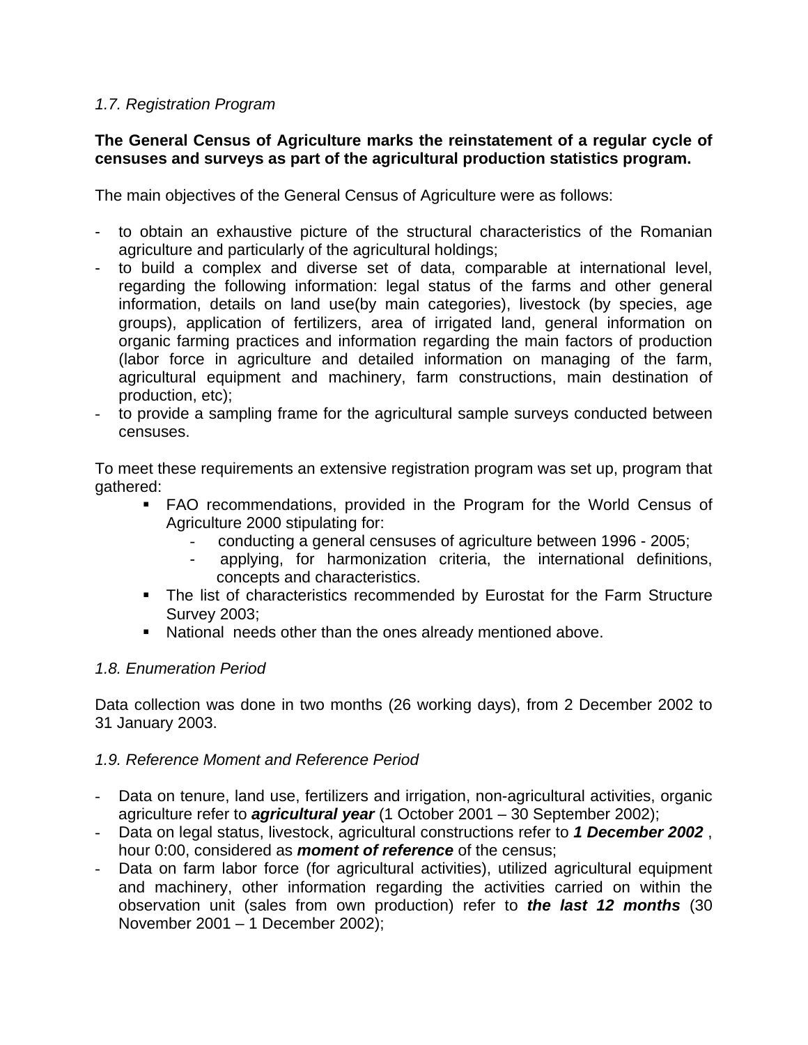*1.7. Registration Program*

**The General Census of Agriculture marks the reinstatement of a regular cycle of censuses and surveys as part of the agricultural production statistics program.**

The main objectives of the General Census of Agriculture were as follows:

- to obtain an exhaustive picture of the structural characteristics of the Romanian agriculture and particularly of the agricultural holdings;
- to build a complex and diverse set of data, comparable at international level, regarding the following information: legal status of the farms and other general information, details on land use(by main categories), livestock (by species, age groups), application of fertilizers, area of irrigated land, general information on organic farming practices and information regarding the main factors of production (labor force in agriculture and detailed information on managing of the farm, agricultural equipment and machinery, farm constructions, main destination of production, etc);
- to provide a sampling frame for the agricultural sample surveys conducted between censuses.

To meet these requirements an extensive registration program was set up, program that gathered:

- FAO recommendations, provided in the Program for the World Census of Agriculture 2000 stipulating for:
  - conducting a general censuses of agriculture between 1996 - 2005;
  - applying, for harmonization criteria, the international definitions, concepts and characteristics.
- The list of characteristics recommended by Eurostat for the Farm Structure Survey 2003;
- National needs other than the ones already mentioned above.

*1.8. Enumeration Period*

Data collection was done in two months (26 working days), from 2 December 2002 to 31 January 2003.

*1.9. Reference Moment and Reference Period*

- Data on tenure, land use, fertilizers and irrigation, non-agricultural activities, organic agriculture refer to ***agricultural year*** (1 October 2001 – 30 September 2002);
- Data on legal status, livestock, agricultural constructions refer to ***1 December 2002*** , hour 0:00, considered as ***moment of reference*** of the census;
- Data on farm labor force (for agricultural activities), utilized agricultural equipment and machinery, other information regarding the activities carried on within the observation unit (sales from own production) refer to ***the last 12 months*** (30 November 2001 – 1 December 2002);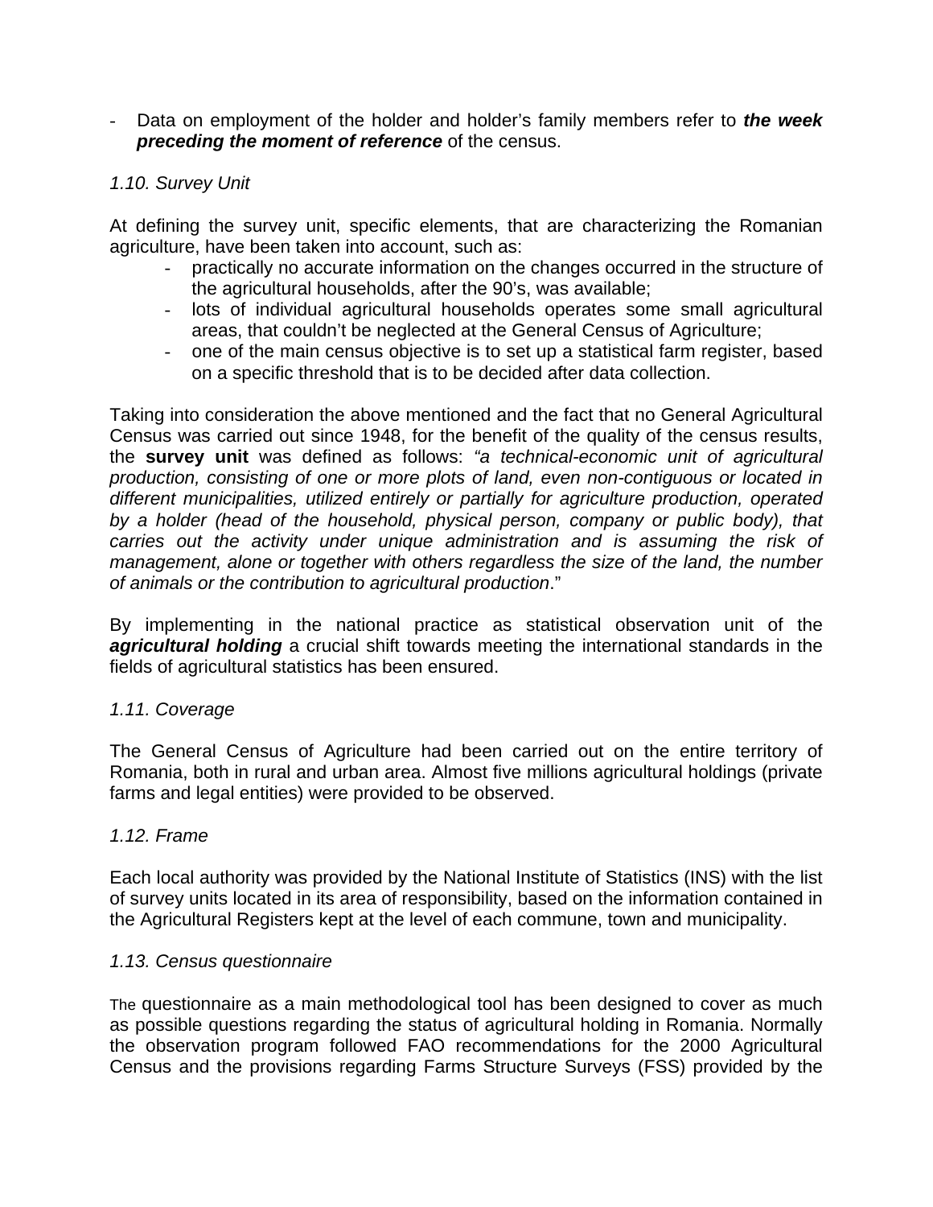- Data on employment of the holder and holder's family members refer to ***the week preceding the moment of reference*** of the census.

*1.10. Survey Unit*

At defining the survey unit, specific elements, that are characterizing the Romanian agriculture, have been taken into account, such as:

- practically no accurate information on the changes occurred in the structure of the agricultural households, after the 90's, was available;
- lots of individual agricultural households operates some small agricultural areas, that couldn't be neglected at the General Census of Agriculture;
- one of the main census objective is to set up a statistical farm register, based on a specific threshold that is to be decided after data collection.

Taking into consideration the above mentioned and the fact that no General Agricultural Census was carried out since 1948, for the benefit of the quality of the census results, the **survey unit** was defined as follows: *"a technical-economic unit of agricultural production, consisting of one or more plots of land, even non-contiguous or located in different municipalities, utilized entirely or partially for agriculture production, operated by a holder (head of the household, physical person, company or public body), that carries out the activity under unique administration and is assuming the risk of management, alone or together with others regardless the size of the land, the number of animals or the contribution to agricultural production*."

By implementing in the national practice as statistical observation unit of the ***agricultural holding*** a crucial shift towards meeting the international standards in the fields of agricultural statistics has been ensured.

*1.11. Coverage*

The General Census of Agriculture had been carried out on the entire territory of Romania, both in rural and urban area. Almost five millions agricultural holdings (private farms and legal entities) were provided to be observed.

*1.12. Frame*

Each local authority was provided by the National Institute of Statistics (INS) with the list of survey units located in its area of responsibility, based on the information contained in the Agricultural Registers kept at the level of each commune, town and municipality.

*1.13. Census questionnaire*

The questionnaire as a main methodological tool has been designed to cover as much as possible questions regarding the status of agricultural holding in Romania. Normally the observation program followed FAO recommendations for the 2000 Agricultural Census and the provisions regarding Farms Structure Surveys (FSS) provided by the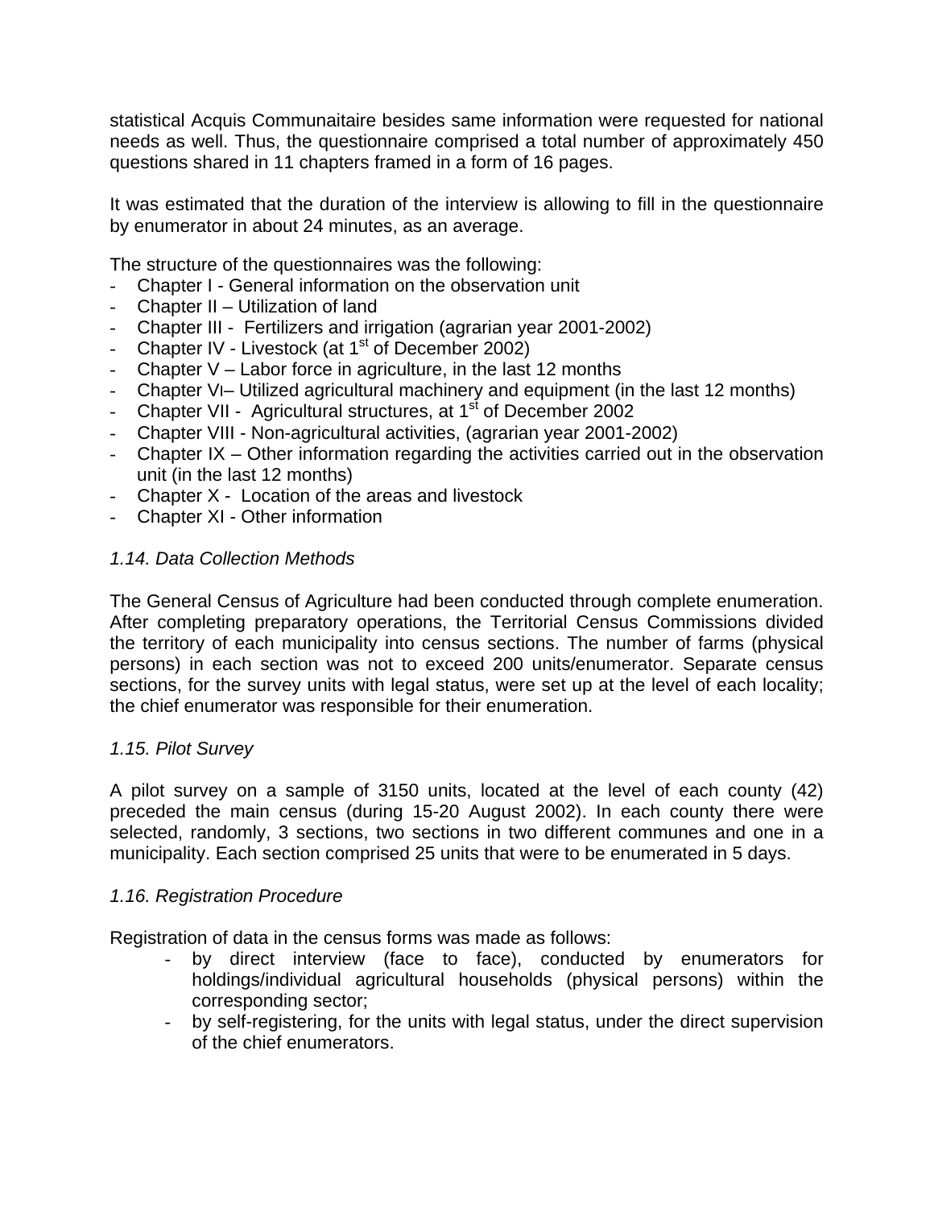statistical Acquis Communaitaire besides same information were requested for national needs as well. Thus, the questionnaire comprised a total number of approximately 450 questions shared in 11 chapters framed in a form of 16 pages.

It was estimated that the duration of the interview is allowing to fill in the questionnaire by enumerator in about 24 minutes, as an average.

The structure of the questionnaires was the following:

- Chapter I - General information on the observation unit
- Chapter II – Utilization of land
- Chapter III - Fertilizers and irrigation (agrarian year 2001-2002)
- Chapter IV - Livestock (at 1st of December 2002)
- Chapter V – Labor force in agriculture, in the last 12 months
- Chapter VI– Utilized agricultural machinery and equipment (in the last 12 months)
- Chapter VII - Agricultural structures, at 1st of December 2002
- Chapter VIII - Non-agricultural activities, (agrarian year 2001-2002)
- Chapter IX – Other information regarding the activities carried out in the observation unit (in the last 12 months)
- Chapter X - Location of the areas and livestock
- Chapter XI - Other information

*1.14. Data Collection Methods*

The General Census of Agriculture had been conducted through complete enumeration. After completing preparatory operations, the Territorial Census Commissions divided the territory of each municipality into census sections. The number of farms (physical persons) in each section was not to exceed 200 units/enumerator. Separate census sections, for the survey units with legal status, were set up at the level of each locality; the chief enumerator was responsible for their enumeration.

*1.15. Pilot Survey*

A pilot survey on a sample of 3150 units, located at the level of each county (42) preceded the main census (during 15-20 August 2002). In each county there were selected, randomly, 3 sections, two sections in two different communes and one in a municipality. Each section comprised 25 units that were to be enumerated in 5 days.

*1.16. Registration Procedure*

Registration of data in the census forms was made as follows:

- by direct interview (face to face), conducted by enumerators for holdings/individual agricultural households (physical persons) within the corresponding sector;
- by self-registering, for the units with legal status, under the direct supervision of the chief enumerators.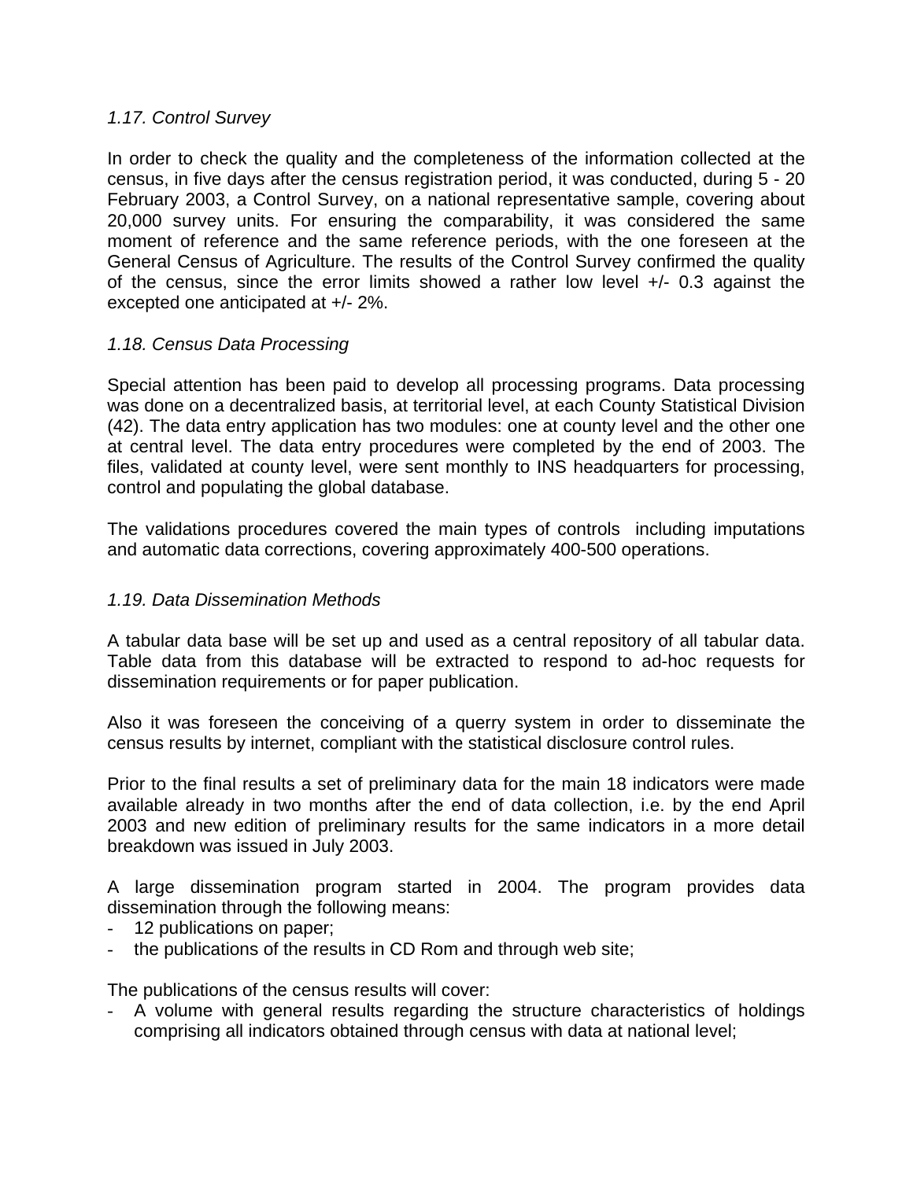*1.17. Control Survey*

In order to check the quality and the completeness of the information collected at the census, in five days after the census registration period, it was conducted, during 5 - 20 February 2003, a Control Survey, on a national representative sample, covering about 20,000 survey units. For ensuring the comparability, it was considered the same moment of reference and the same reference periods, with the one foreseen at the General Census of Agriculture. The results of the Control Survey confirmed the quality of the census, since the error limits showed a rather low level +/- 0.3 against the excepted one anticipated at +/- 2%.

*1.18. Census Data Processing*

Special attention has been paid to develop all processing programs. Data processing was done on a decentralized basis, at territorial level, at each County Statistical Division (42). The data entry application has two modules: one at county level and the other one at central level. The data entry procedures were completed by the end of 2003. The files, validated at county level, were sent monthly to INS headquarters for processing, control and populating the global database.

The validations procedures covered the main types of controls including imputations and automatic data corrections, covering approximately 400-500 operations.

*1.19. Data Dissemination Methods*

A tabular data base will be set up and used as a central repository of all tabular data. Table data from this database will be extracted to respond to ad-hoc requests for dissemination requirements or for paper publication.

Also it was foreseen the conceiving of a querry system in order to disseminate the census results by internet, compliant with the statistical disclosure control rules.

Prior to the final results a set of preliminary data for the main 18 indicators were made available already in two months after the end of data collection, i.e. by the end April 2003 and new edition of preliminary results for the same indicators in a more detail breakdown was issued in July 2003.

A large dissemination program started in 2004. The program provides data dissemination through the following means:

- 12 publications on paper;
- the publications of the results in CD Rom and through web site;

The publications of the census results will cover:

- A volume with general results regarding the structure characteristics of holdings comprising all indicators obtained through census with data at national level;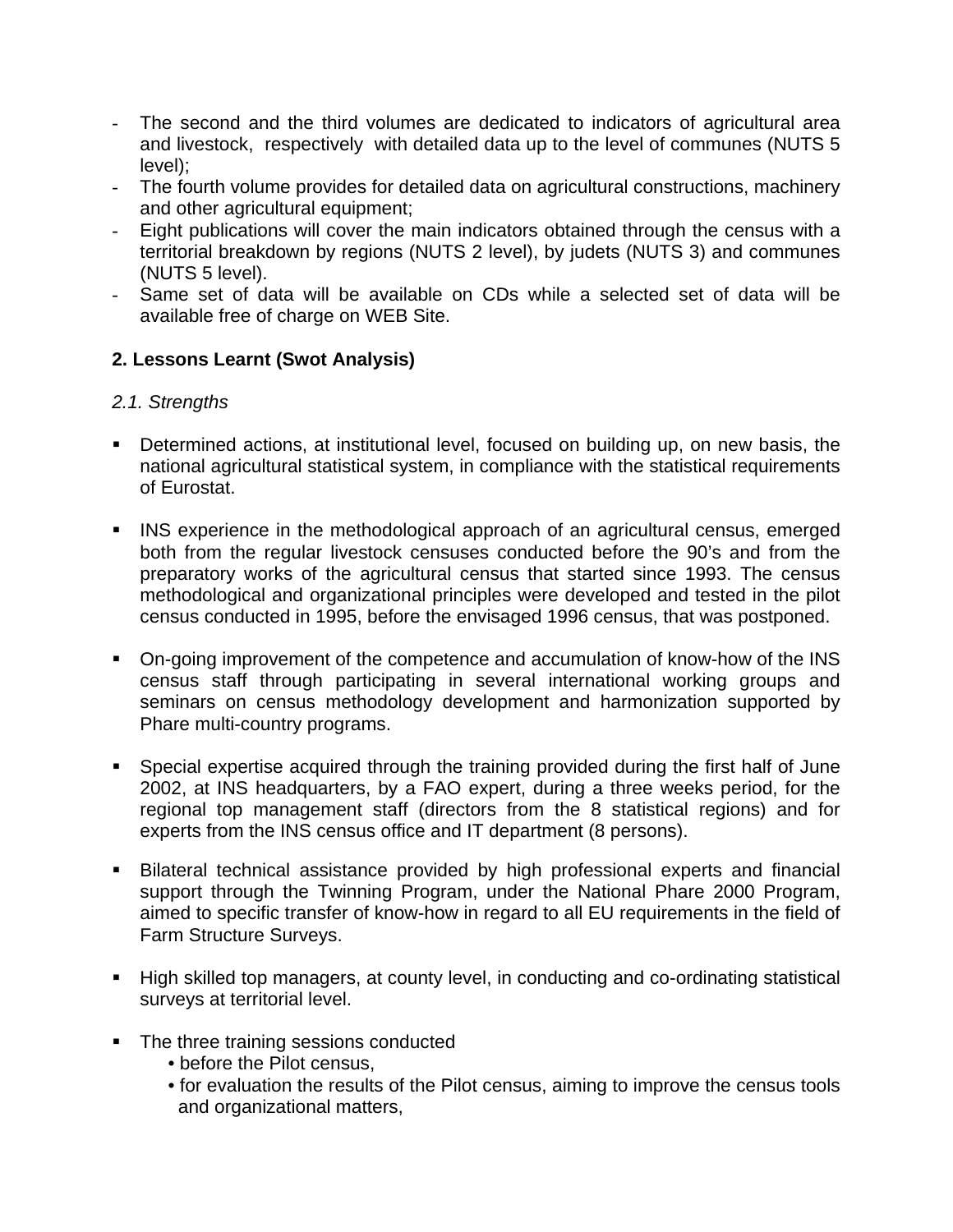- The second and the third volumes are dedicated to indicators of agricultural area and livestock, respectively with detailed data up to the level of communes (NUTS 5 level);
- The fourth volume provides for detailed data on agricultural constructions, machinery and other agricultural equipment;
- Eight publications will cover the main indicators obtained through the census with a territorial breakdown by regions (NUTS 2 level), by judets (NUTS 3) and communes (NUTS 5 level).
- Same set of data will be available on CDs while a selected set of data will be available free of charge on WEB Site.

## 2. Lessons Learnt (Swot Analysis)

### *2.1. Strengths*

- Determined actions, at institutional level, focused on building up, on new basis, the national agricultural statistical system, in compliance with the statistical requirements of Eurostat.

- INS experience in the methodological approach of an agricultural census, emerged both from the regular livestock censuses conducted before the 90's and from the preparatory works of the agricultural census that started since 1993. The census methodological and organizational principles were developed and tested in the pilot census conducted in 1995, before the envisaged 1996 census, that was postponed.

- On-going improvement of the competence and accumulation of know-how of the INS census staff through participating in several international working groups and seminars on census methodology development and harmonization supported by Phare multi-country programs.

- Special expertise acquired through the training provided during the first half of June 2002, at INS headquarters, by a FAO expert, during a three weeks period, for the regional top management staff (directors from the 8 statistical regions) and for experts from the INS census office and IT department (8 persons).

- Bilateral technical assistance provided by high professional experts and financial support through the Twinning Program, under the National Phare 2000 Program, aimed to specific transfer of know-how in regard to all EU requirements in the field of Farm Structure Surveys.

- High skilled top managers, at county level, in conducting and co-ordinating statistical surveys at territorial level.

- The three training sessions conducted
  - before the Pilot census,
  - for evaluation the results of the Pilot census, aiming to improve the census tools and organizational matters,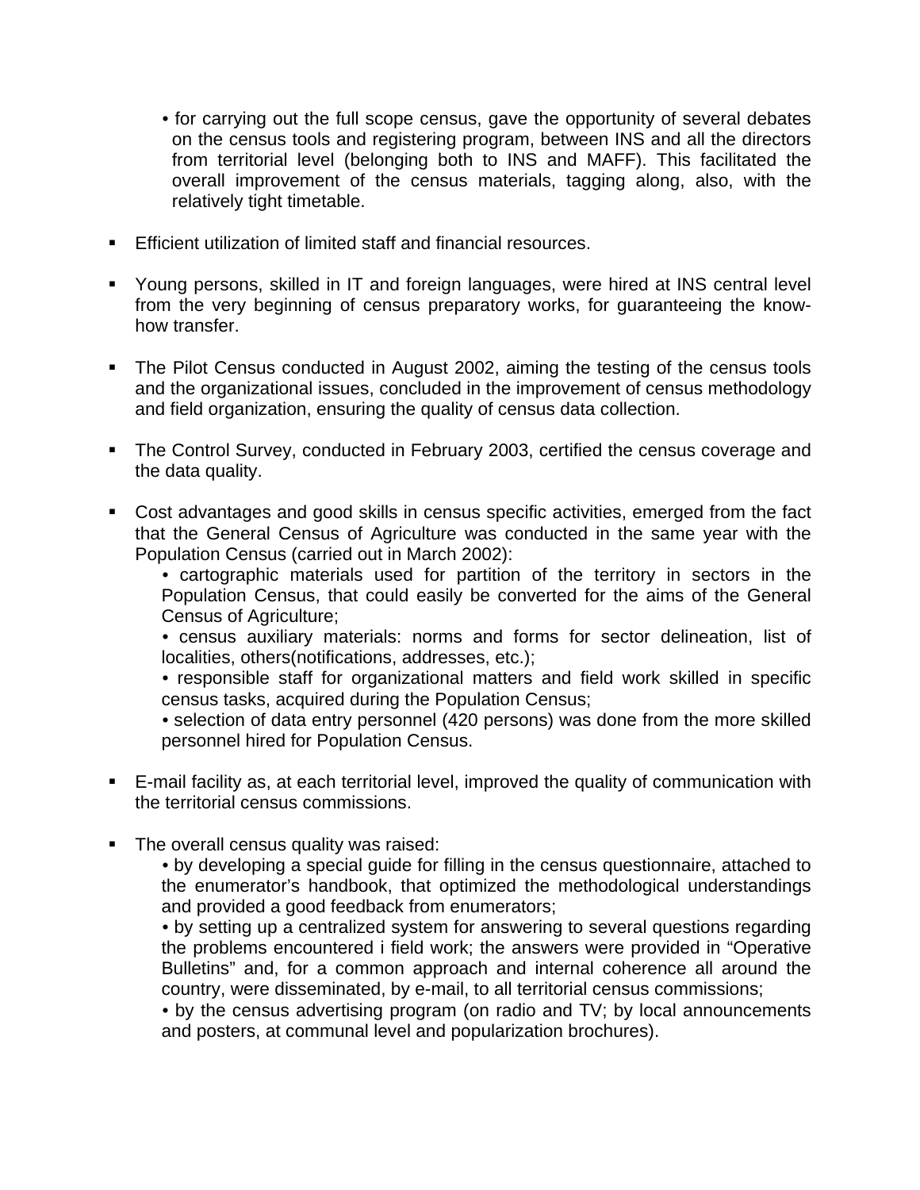• for carrying out the full scope census, gave the opportunity of several debates on the census tools and registering program, between INS and all the directors from territorial level (belonging both to INS and MAFF). This facilitated the overall improvement of the census materials, tagging along, also, with the relatively tight timetable.

- Efficient utilization of limited staff and financial resources.

- Young persons, skilled in IT and foreign languages, were hired at INS central level from the very beginning of census preparatory works, for guaranteeing the know-how transfer.

- The Pilot Census conducted in August 2002, aiming the testing of the census tools and the organizational issues, concluded in the improvement of census methodology and field organization, ensuring the quality of census data collection.

- The Control Survey, conducted in February 2003, certified the census coverage and the data quality.

- Cost advantages and good skills in census specific activities, emerged from the fact that the General Census of Agriculture was conducted in the same year with the Population Census (carried out in March 2002):
  • cartographic materials used for partition of the territory in sectors in the Population Census, that could easily be converted for the aims of the General Census of Agriculture;
  • census auxiliary materials: norms and forms for sector delineation, list of localities, others(notifications, addresses, etc.);
  • responsible staff for organizational matters and field work skilled in specific census tasks, acquired during the Population Census;
  • selection of data entry personnel (420 persons) was done from the more skilled personnel hired for Population Census.

- E-mail facility as, at each territorial level, improved the quality of communication with the territorial census commissions.

- The overall census quality was raised:
  • by developing a special guide for filling in the census questionnaire, attached to the enumerator's handbook, that optimized the methodological understandings and provided a good feedback from enumerators;
  • by setting up a centralized system for answering to several questions regarding the problems encountered i field work; the answers were provided in "Operative Bulletins" and, for a common approach and internal coherence all around the country, were disseminated, by e-mail, to all territorial census commissions;
  • by the census advertising program (on radio and TV; by local announcements and posters, at communal level and popularization brochures).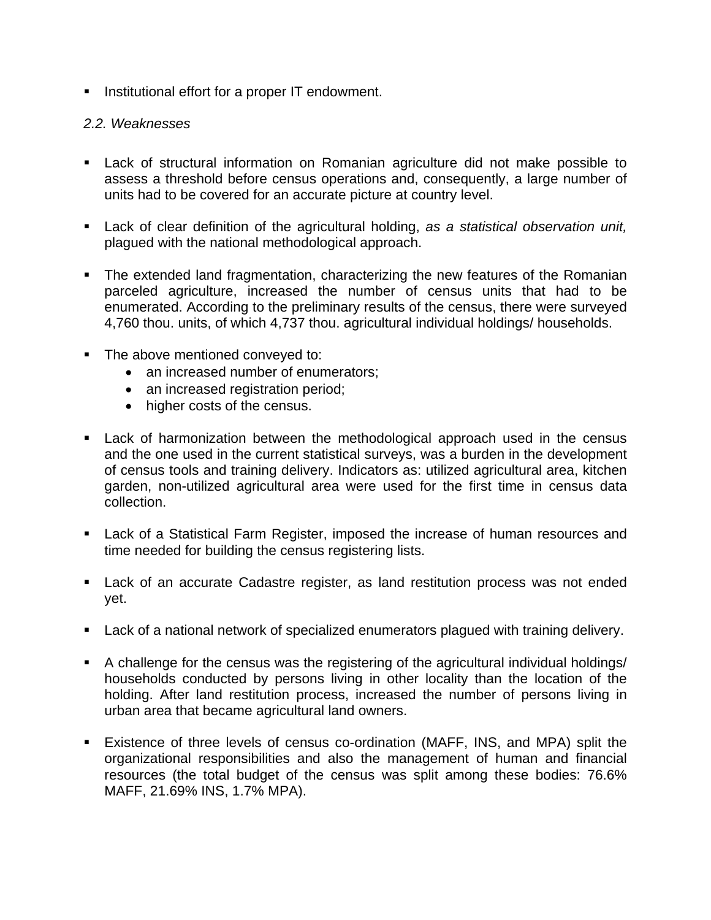- Institutional effort for a proper IT endowment.

*2.2. Weaknesses*

- Lack of structural information on Romanian agriculture did not make possible to assess a threshold before census operations and, consequently, a large number of units had to be covered for an accurate picture at country level.

- Lack of clear definition of the agricultural holding, *as a statistical observation unit,* plagued with the national methodological approach.

- The extended land fragmentation, characterizing the new features of the Romanian parceled agriculture, increased the number of census units that had to be enumerated. According to the preliminary results of the census, there were surveyed 4,760 thou. units, of which 4,737 thou. agricultural individual holdings/ households.

- The above mentioned conveyed to:
  - an increased number of enumerators;
  - an increased registration period;
  - higher costs of the census.

- Lack of harmonization between the methodological approach used in the census and the one used in the current statistical surveys, was a burden in the development of census tools and training delivery. Indicators as: utilized agricultural area, kitchen garden, non-utilized agricultural area were used for the first time in census data collection.

- Lack of a Statistical Farm Register, imposed the increase of human resources and time needed for building the census registering lists.

- Lack of an accurate Cadastre register, as land restitution process was not ended yet.

- Lack of a national network of specialized enumerators plagued with training delivery.

- A challenge for the census was the registering of the agricultural individual holdings/ households conducted by persons living in other locality than the location of the holding. After land restitution process, increased the number of persons living in urban area that became agricultural land owners.

- Existence of three levels of census co-ordination (MAFF, INS, and MPA) split the organizational responsibilities and also the management of human and financial resources (the total budget of the census was split among these bodies: 76.6% MAFF, 21.69% INS, 1.7% MPA).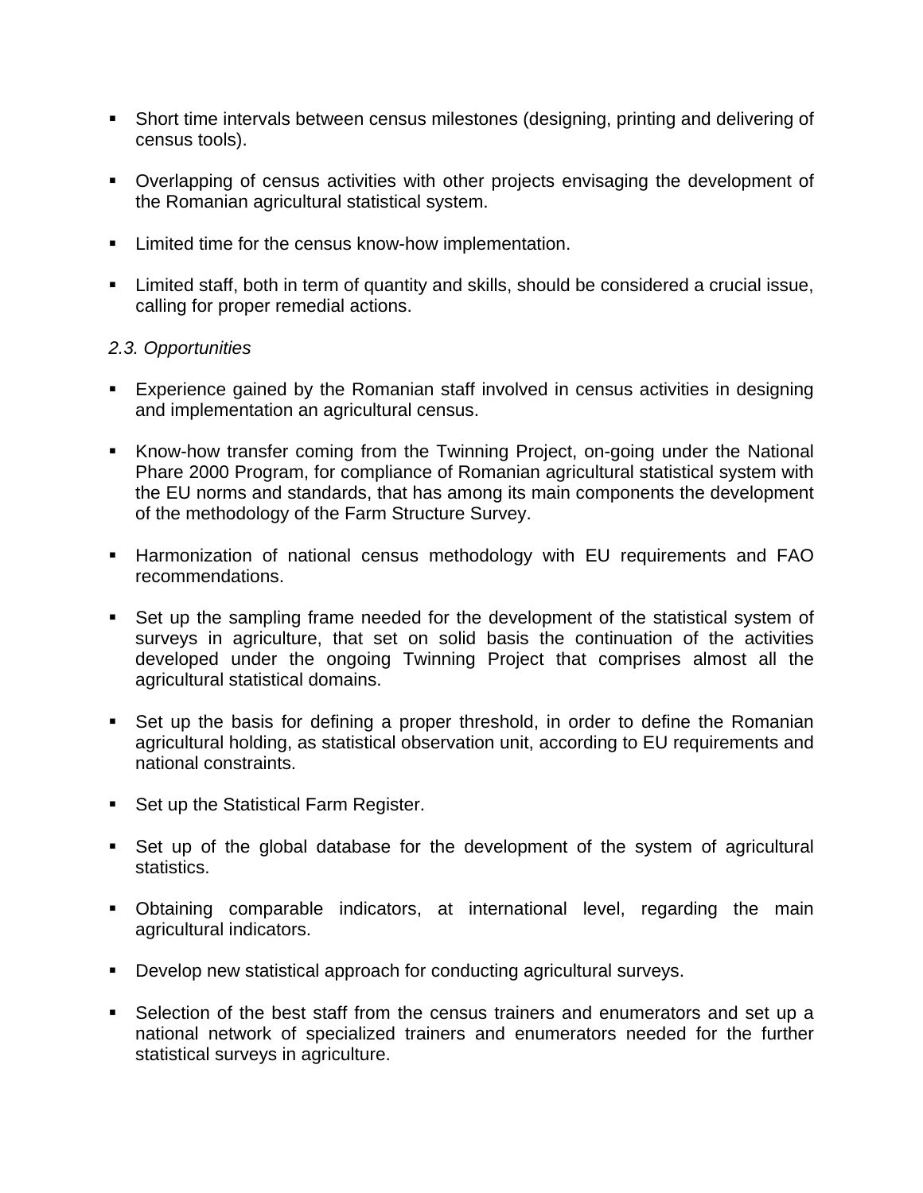- Short time intervals between census milestones (designing, printing and delivering of census tools).

- Overlapping of census activities with other projects envisaging the development of the Romanian agricultural statistical system.

- Limited time for the census know-how implementation.

- Limited staff, both in term of quantity and skills, should be considered a crucial issue, calling for proper remedial actions.

*2.3. Opportunities*

- Experience gained by the Romanian staff involved in census activities in designing and implementation an agricultural census.

- Know-how transfer coming from the Twinning Project, on-going under the National Phare 2000 Program, for compliance of Romanian agricultural statistical system with the EU norms and standards, that has among its main components the development of the methodology of the Farm Structure Survey.

- Harmonization of national census methodology with EU requirements and FAO recommendations.

- Set up the sampling frame needed for the development of the statistical system of surveys in agriculture, that set on solid basis the continuation of the activities developed under the ongoing Twinning Project that comprises almost all the agricultural statistical domains.

- Set up the basis for defining a proper threshold, in order to define the Romanian agricultural holding, as statistical observation unit, according to EU requirements and national constraints.

- Set up the Statistical Farm Register.

- Set up of the global database for the development of the system of agricultural statistics.

- Obtaining comparable indicators, at international level, regarding the main agricultural indicators.

- Develop new statistical approach for conducting agricultural surveys.

- Selection of the best staff from the census trainers and enumerators and set up a national network of specialized trainers and enumerators needed for the further statistical surveys in agriculture.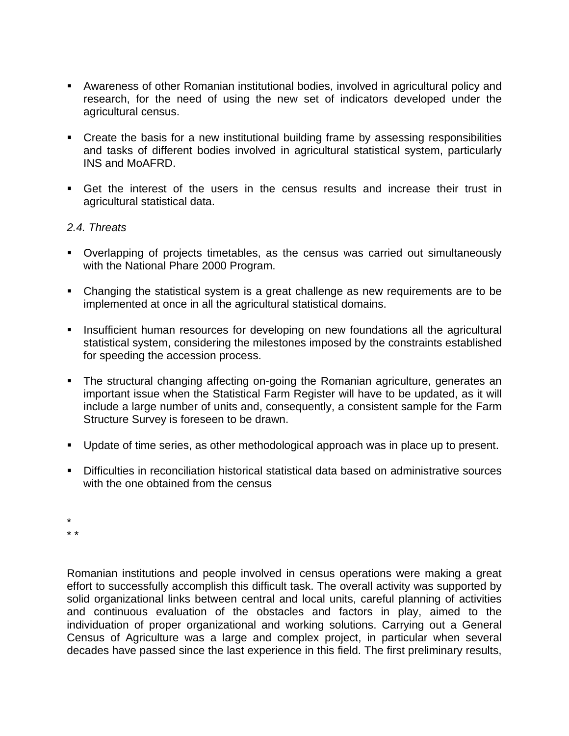- Awareness of other Romanian institutional bodies, involved in agricultural policy and research, for the need of using the new set of indicators developed under the agricultural census.

- Create the basis for a new institutional building frame by assessing responsibilities and tasks of different bodies involved in agricultural statistical system, particularly INS and MoAFRD.

- Get the interest of the users in the census results and increase their trust in agricultural statistical data.

*2.4. Threats*

- Overlapping of projects timetables, as the census was carried out simultaneously with the National Phare 2000 Program.

- Changing the statistical system is a great challenge as new requirements are to be implemented at once in all the agricultural statistical domains.

- Insufficient human resources for developing on new foundations all the agricultural statistical system, considering the milestones imposed by the constraints established for speeding the accession process.

- The structural changing affecting on-going the Romanian agriculture, generates an important issue when the Statistical Farm Register will have to be updated, as it will include a large number of units and, consequently, a consistent sample for the Farm Structure Survey is foreseen to be drawn.

- Update of time series, as other methodological approach was in place up to present.

- Difficulties in reconciliation historical statistical data based on administrative sources with the one obtained from the census

\*
\* \*

Romanian institutions and people involved in census operations were making a great effort to successfully accomplish this difficult task. The overall activity was supported by solid organizational links between central and local units, careful planning of activities and continuous evaluation of the obstacles and factors in play, aimed to the individuation of proper organizational and working solutions. Carrying out a General Census of Agriculture was a large and complex project, in particular when several decades have passed since the last experience in this field. The first preliminary results,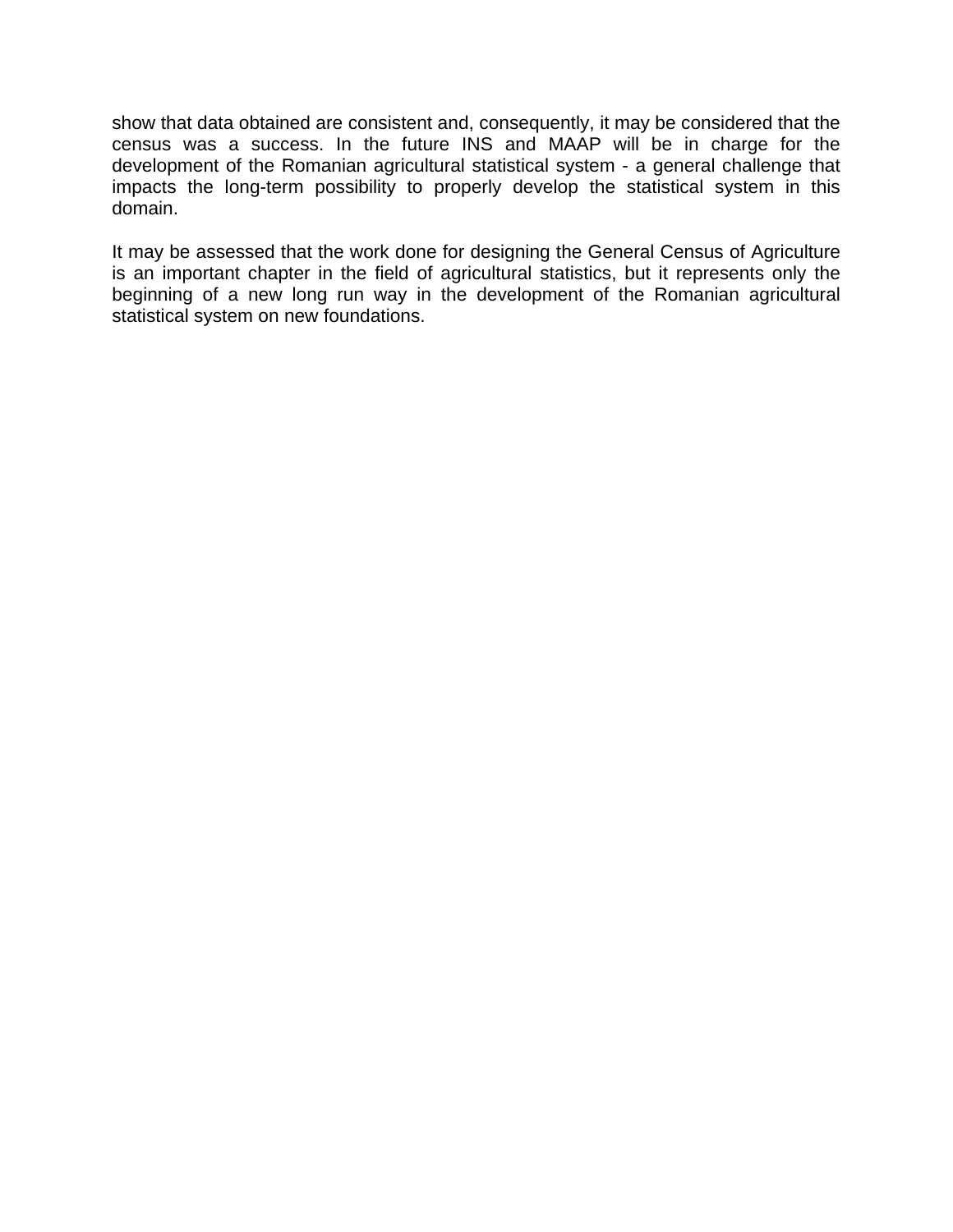show that data obtained are consistent and, consequently, it may be considered that the census was a success. In the future INS and MAAP will be in charge for the development of the Romanian agricultural statistical system - a general challenge that impacts the long-term possibility to properly develop the statistical system in this domain.

It may be assessed that the work done for designing the General Census of Agriculture is an important chapter in the field of agricultural statistics, but it represents only the beginning of a new long run way in the development of the Romanian agricultural statistical system on new foundations.